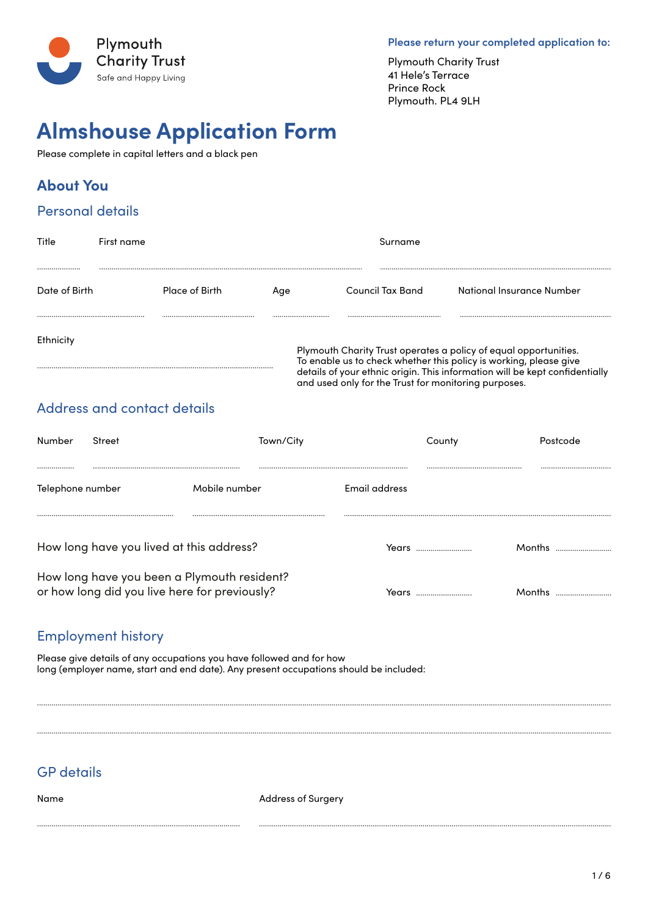Plymouth Charity Trust
Safe and Happy Living

**Please return your completed application to:**

Plymouth Charity Trust
41 Hele's Terrace
Prince Rock
Plymouth. PL4 9LH

# Almshouse Application Form

Please complete in capital letters and a black pen

## About You

### Personal details

Title ............ First name ................................................ Surname ................................................

Date of Birth ............................ Place of Birth ............................ Age ............ Council Tax Band ............................ National Insurance Number ............................

Ethnicity ................................................

Plymouth Charity Trust operates a policy of equal opportunities. To enable us to check whether this policy is working, please give details of your ethnic origin. This information will be kept confidentially and used only for the Trust for monitoring purposes.

### Address and contact details

Number ............ Street ............................ Town/City ............................ County ............................ Postcode ............................

Telephone number ............................ Mobile number ............................ Email address ................................................

How long have you lived at this address? Years ............ Months ............

How long have you been a Plymouth resident?
or how long did you live here for previously? Years ............ Months ............

### Employment history

Please give details of any occupations you have followed and for how long (employer name, start and end date). Any present occupations should be included:

................................................................................................

................................................................................................

### GP details

Name ................................................ Address of Surgery ................................................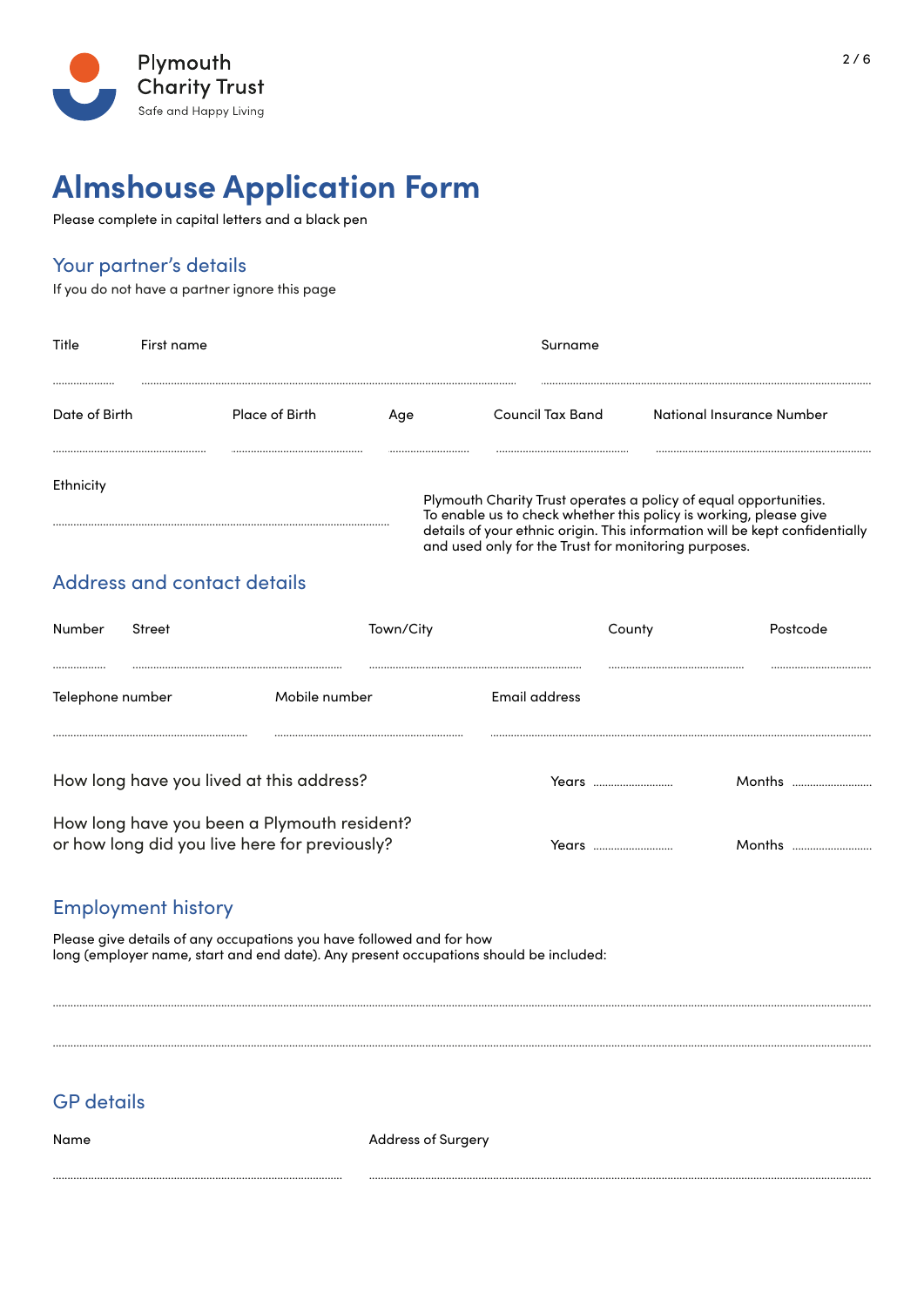Plymouth Charity Trust
Safe and Happy Living

# Almshouse Application Form

Please complete in capital letters and a black pen

## Your partner's details

If you do not have a partner ignore this page

Title ..................... First name .................................................... Surname ....................................................

Date of Birth ..................... Place of Birth ..................... Age ..................... Council Tax Band ..................... National Insurance Number .....................

Ethnicity ....................................................

Plymouth Charity Trust operates a policy of equal opportunities. To enable us to check whether this policy is working, please give details of your ethnic origin. This information will be kept confidentially and used only for the Trust for monitoring purposes.

## Address and contact details

Number ..................... Street ..................... Town/City ..................... County ..................... Postcode .....................

Telephone number ..................... Mobile number ..................... Email address .....................

How long have you lived at this address? Years ..................... Months .....................

How long have you been a Plymouth resident?
or how long did you live here for previously? Years ..................... Months .....................

## Employment history

Please give details of any occupations you have followed and for how long (employer name, start and end date). Any present occupations should be included:

.......................................................................................................

.......................................................................................................

## GP details

Name ..................... Address of Surgery .....................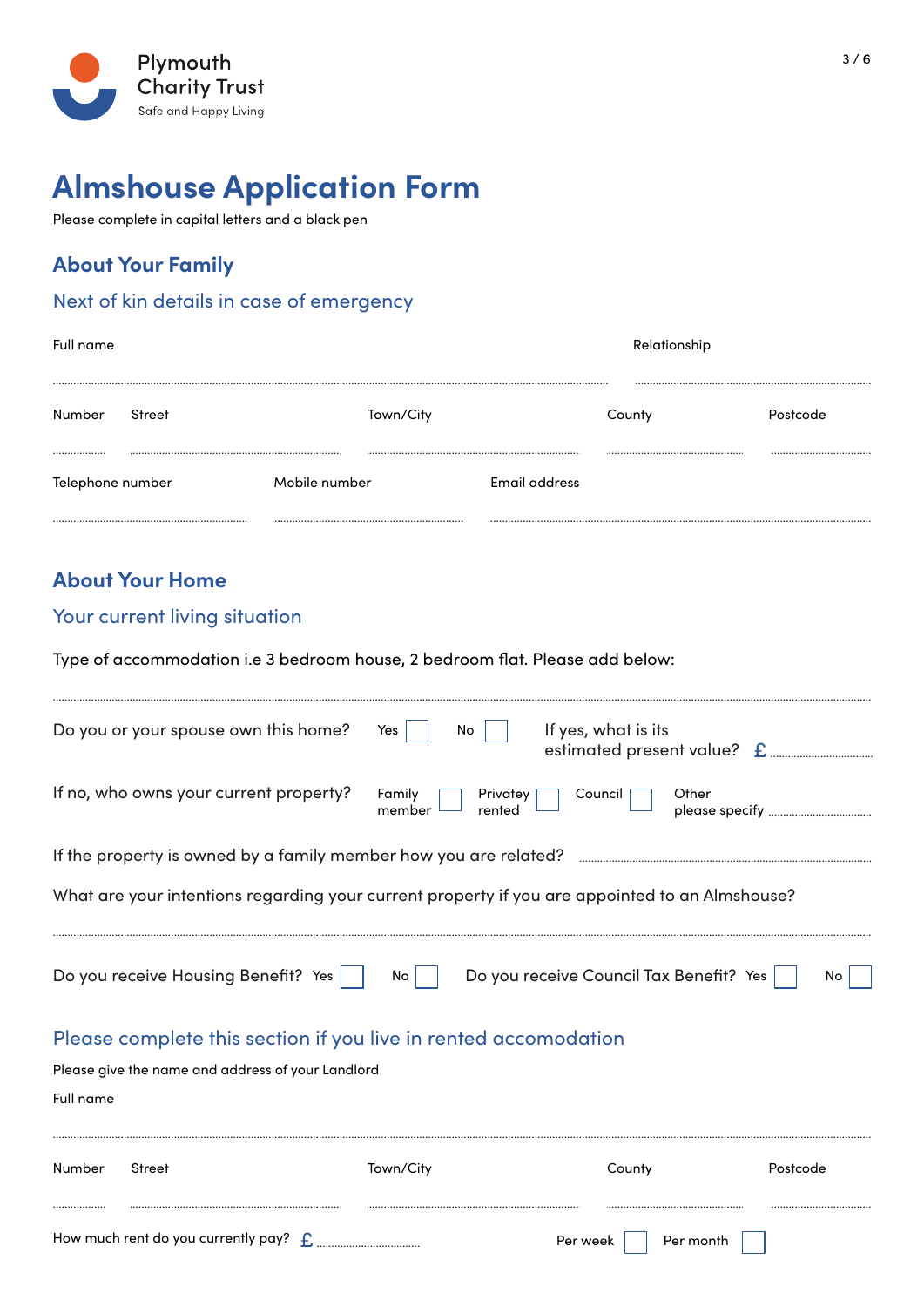Plymouth Charity Trust

Safe and Happy Living

# Almshouse Application Form

Please complete in capital letters and a black pen

## About Your Family

### Next of kin details in case of emergency

Full name ................................................ Relationship ................................

Number ........ Street ................................ Town/City ................................ County ................................ Postcode ................

Telephone number ................................ Mobile number ................................ Email address ................................

## About Your Home

### Your current living situation

Type of accommodation i.e 3 bedroom house, 2 bedroom flat. Please add below:

................................................................................................

Do you or your spouse own this home? Yes ☐ No ☐ If yes, what is its estimated present value? £ ................

If no, who owns your current property? Family member ☐ Privatey rented ☐ Council ☐ Other please specify ................

If the property is owned by a family member how you are related? ................................

What are your intentions regarding your current property if you are appointed to an Almshouse?

................................................................................................

Do you receive Housing Benefit? Yes ☐ No ☐ Do you receive Council Tax Benefit? Yes ☐ No ☐

### Please complete this section if you live in rented accomodation

Please give the name and address of your Landlord

Full name

................................................................................................

Number ........ Street ................................ Town/City ................................ County ................................ Postcode ................

How much rent do you currently pay? £ ................ Per week ☐ Per month ☐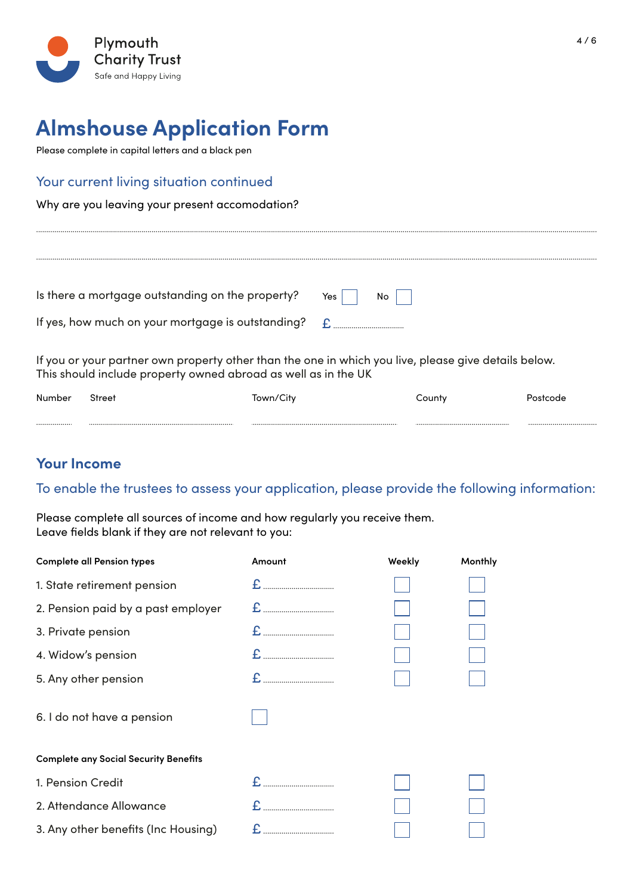Plymouth Charity Trust
Safe and Happy Living

# Almshouse Application Form

Please complete in capital letters and a black pen

## Your current living situation continued

Why are you leaving your present accomodation?

..............................................................................................................................................

..............................................................................................................................................

Is there a mortgage outstanding on the property? Yes ☐ No ☐

If yes, how much on your mortgage is outstanding? £ ..............................

If you or your partner own property other than the one in which you live, please give details below. This should include property owned abroad as well as in the UK

| Number | Street | Town/City | County | Postcode |
|---|---|---|---|---|
| ........ | .............................. | .............................. | .............................. | .............................. |

## Your Income

### To enable the trustees to assess your application, please provide the following information:

Please complete all sources of income and how regularly you receive them.
Leave fields blank if they are not relevant to you:

| Complete all Pension types | Amount | Weekly | Monthly |
|---|---|---|---|
| 1. State retirement pension | £ .................. | ☐ | ☐ |
| 2. Pension paid by a past employer | £ .................. | ☐ | ☐ |
| 3. Private pension | £ .................. | ☐ | ☐ |
| 4. Widow's pension | £ .................. | ☐ | ☐ |
| 5. Any other pension | £ .................. | ☐ | ☐ |
| 6. I do not have a pension | ☐ | | |

| Complete any Social Security Benefits | Amount | Weekly | Monthly |
|---|---|---|---|
| 1. Pension Credit | £ .................. | ☐ | ☐ |
| 2. Attendance Allowance | £ .................. | ☐ | ☐ |
| 3. Any other benefits (Inc Housing) | £ .................. | ☐ | ☐ |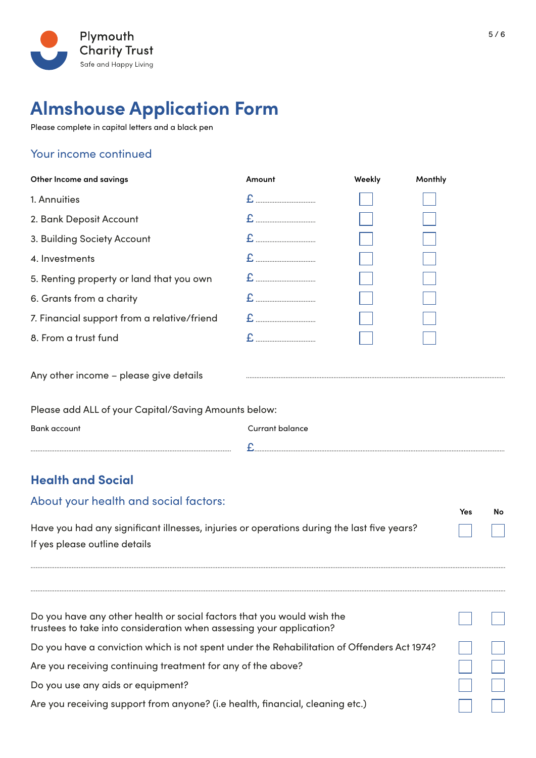Plymouth Charity Trust

Safe and Happy Living

# Almshouse Application Form

Please complete in capital letters and a black pen

## Your income continued

| Other Income and savings | Amount | Weekly | Monthly |
|---|---|---|---|
| 1. Annuities | £ ........................ | ☐ | ☐ |
| 2. Bank Deposit Account | £ ........................ | ☐ | ☐ |
| 3. Building Society Account | £ ........................ | ☐ | ☐ |
| 4. Investments | £ ........................ | ☐ | ☐ |
| 5. Renting property or land that you own | £ ........................ | ☐ | ☐ |
| 6. Grants from a charity | £ ........................ | ☐ | ☐ |
| 7. Financial support from a relative/friend | £ ........................ | ☐ | ☐ |
| 8. From a trust fund | £ ........................ | ☐ | ☐ |

Any other income – please give details ..............................................................................

Please add ALL of your Capital/Saving Amounts below:

| Bank account | Currant balance |
|---|---|
| .............................................................. | £............................................................................ |

## Health and Social

### About your health and social factors:

| | Yes | No |
|---|---|---|
| Have you had any significant illnesses, injuries or operations during the last five years? If yes please outline details | ☐ | ☐ |

..............................................................................................................................................

..............................................................................................................................................

| | Yes | No |
|---|---|---|
| Do you have any other health or social factors that you would wish the trustees to take into consideration when assessing your application? | ☐ | ☐ |
| Do you have a conviction which is not spent under the Rehabilitation of Offenders Act 1974? | ☐ | ☐ |
| Are you receiving continuing treatment for any of the above? | ☐ | ☐ |
| Do you use any aids or equipment? | ☐ | ☐ |
| Are you receiving support from anyone? (i.e health, financial, cleaning etc.) | ☐ | ☐ |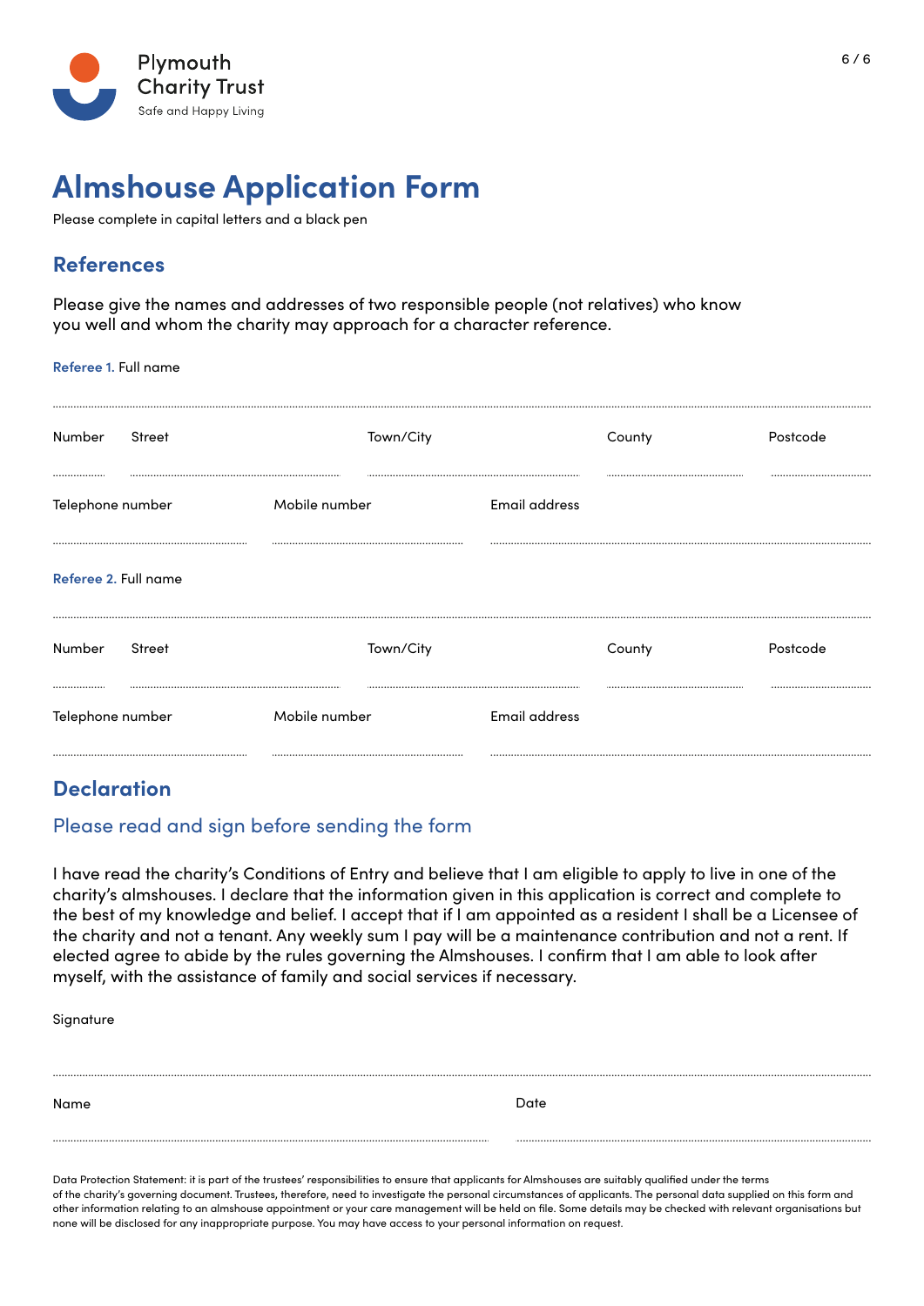Plymouth Charity Trust

Safe and Happy Living

# Almshouse Application Form

Please complete in capital letters and a black pen

## References

Please give the names and addresses of two responsible people (not relatives) who know you well and whom the charity may approach for a character reference.

**Referee 1.** Full name

..............................................................................................................................................

| Number | Street | Town/City | County | Postcode |
|---|---|---|---|---|
| ........ | ........................ | ........................ | ................ | ............ |

| Telephone number | Mobile number | Email address |
|---|---|---|
| .................... | .................... | ........................................ |

**Referee 2.** Full name

..............................................................................................................................................

| Number | Street | Town/City | County | Postcode |
|---|---|---|---|---|
| ........ | ........................ | ........................ | ................ | ............ |

| Telephone number | Mobile number | Email address |
|---|---|---|
| .................... | .................... | ........................................ |

## Declaration

### Please read and sign before sending the form

I have read the charity's Conditions of Entry and believe that I am eligible to apply to live in one of the charity's almshouses. I declare that the information given in this application is correct and complete to the best of my knowledge and belief. I accept that if I am appointed as a resident I shall be a Licensee of the charity and not a tenant. Any weekly sum I pay will be a maintenance contribution and not a rent. If elected agree to abide by the rules governing the Almshouses. I confirm that I am able to look after myself, with the assistance of family and social services if necessary.

Signature

..............................................................................................................................................

| Name | Date |
|---|---|
| ........................................ | ........................................ |

Data Protection Statement: it is part of the trustees' responsibilities to ensure that applicants for Almshouses are suitably qualified under the terms of the charity's governing document. Trustees, therefore, need to investigate the personal circumstances of applicants. The personal data supplied on this form and other information relating to an almshouse appointment or your care management will be held on file. Some details may be checked with relevant organisations but none will be disclosed for any inappropriate purpose. You may have access to your personal information on request.